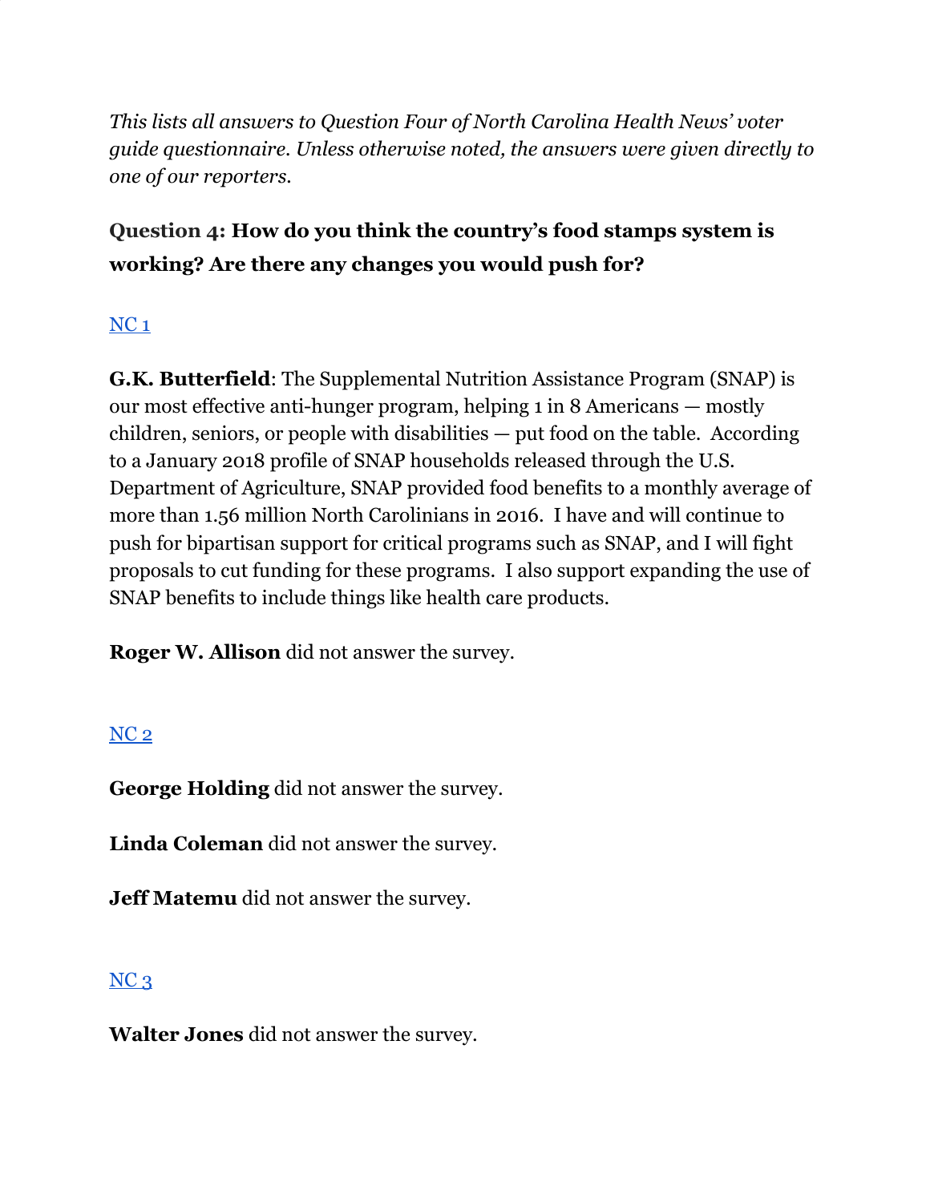*This lists all answers to Question Four of North Carolina Health News' voter guide questionnaire. Unless otherwise noted, the answers were given directly to one of our reporters.*

### Question 4: How do you think the country's food stamps system is working? Are there any changes you would push for?

NC 1

**G.K. Butterfield**: The Supplemental Nutrition Assistance Program (SNAP) is our most effective anti-hunger program, helping 1 in 8 Americans — mostly children, seniors, or people with disabilities — put food on the table. According to a January 2018 profile of SNAP households released through the U.S. Department of Agriculture, SNAP provided food benefits to a monthly average of more than 1.56 million North Carolinians in 2016. I have and will continue to push for bipartisan support for critical programs such as SNAP, and I will fight proposals to cut funding for these programs. I also support expanding the use of SNAP benefits to include things like health care products.

**Roger W. Allison** did not answer the survey.

NC 2

**George Holding** did not answer the survey.

**Linda Coleman** did not answer the survey.

**Jeff Matemu** did not answer the survey.

NC 3

**Walter Jones** did not answer the survey.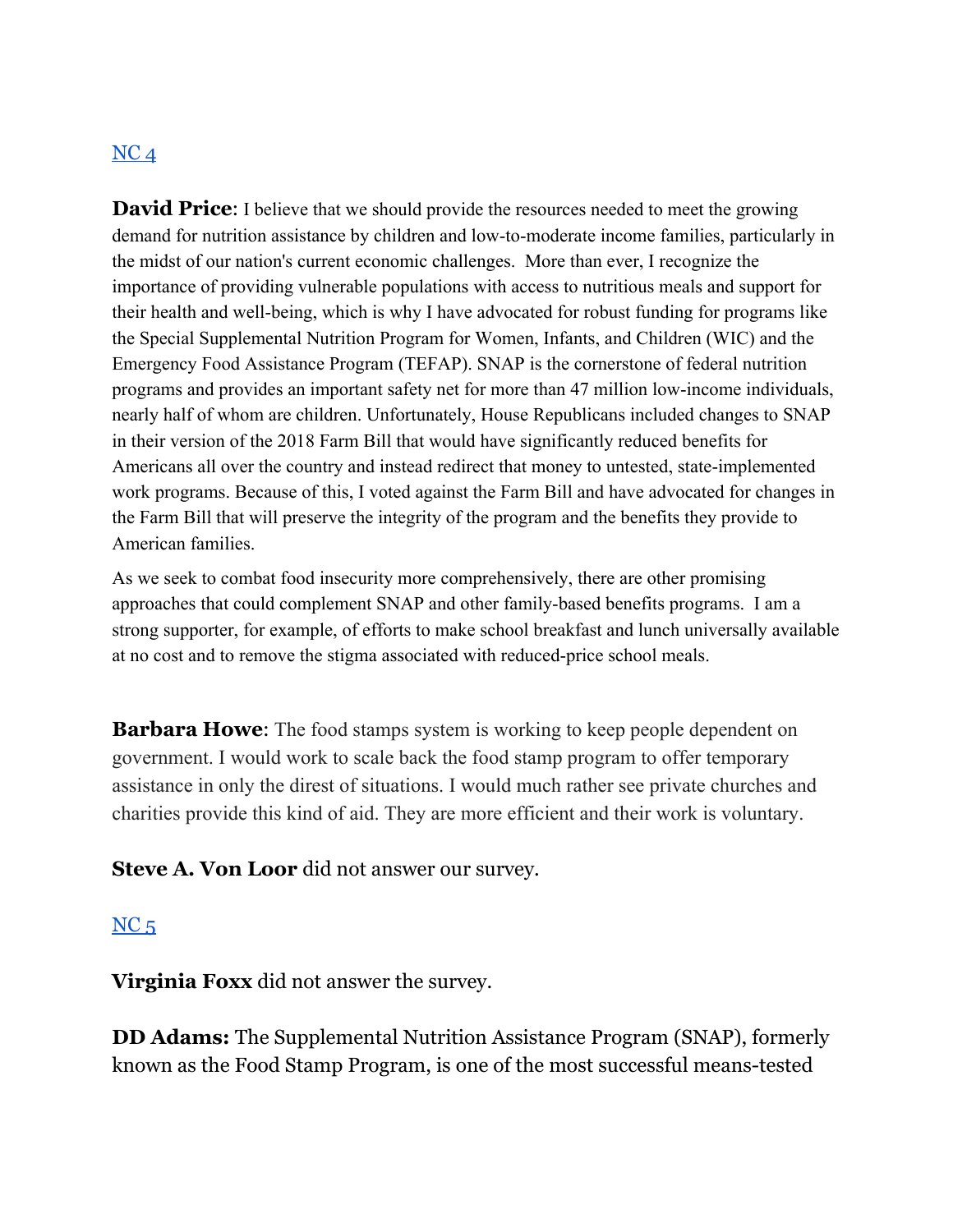[NC 4]

**David Price**: I believe that we should provide the resources needed to meet the growing demand for nutrition assistance by children and low-to-moderate income families, particularly in the midst of our nation's current economic challenges. More than ever, I recognize the importance of providing vulnerable populations with access to nutritious meals and support for their health and well-being, which is why I have advocated for robust funding for programs like the Special Supplemental Nutrition Program for Women, Infants, and Children (WIC) and the Emergency Food Assistance Program (TEFAP). SNAP is the cornerstone of federal nutrition programs and provides an important safety net for more than 47 million low-income individuals, nearly half of whom are children. Unfortunately, House Republicans included changes to SNAP in their version of the 2018 Farm Bill that would have significantly reduced benefits for Americans all over the country and instead redirect that money to untested, state-implemented work programs. Because of this, I voted against the Farm Bill and have advocated for changes in the Farm Bill that will preserve the integrity of the program and the benefits they provide to American families.

As we seek to combat food insecurity more comprehensively, there are other promising approaches that could complement SNAP and other family-based benefits programs. I am a strong supporter, for example, of efforts to make school breakfast and lunch universally available at no cost and to remove the stigma associated with reduced-price school meals.

**Barbara Howe**: The food stamps system is working to keep people dependent on government. I would work to scale back the food stamp program to offer temporary assistance in only the direst of situations. I would much rather see private churches and charities provide this kind of aid. They are more efficient and their work is voluntary.

**Steve A. Von Loor** did not answer our survey.

[NC 5]

**Virginia Foxx** did not answer the survey.

**DD Adams:** The Supplemental Nutrition Assistance Program (SNAP), formerly known as the Food Stamp Program, is one of the most successful means-tested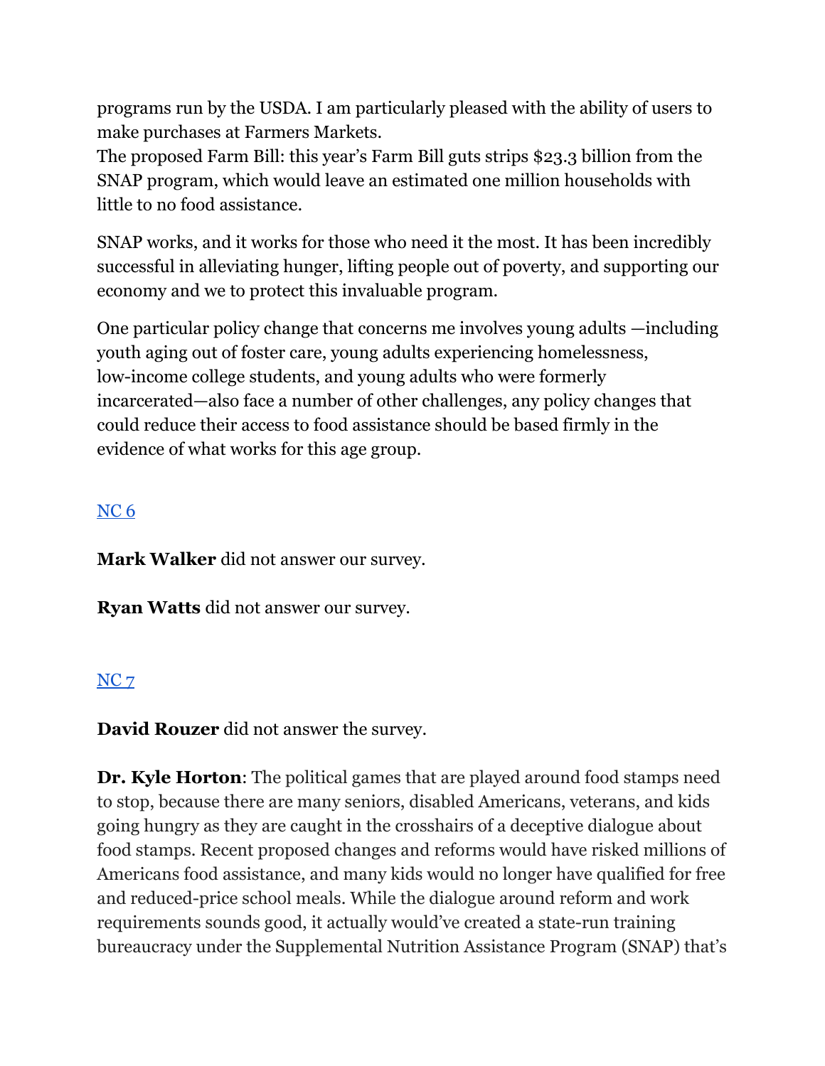programs run by the USDA. I am particularly pleased with the ability of users to make purchases at Farmers Markets.
The proposed Farm Bill: this year's Farm Bill guts strips $23.3 billion from the SNAP program, which would leave an estimated one million households with little to no food assistance.

SNAP works, and it works for those who need it the most. It has been incredibly successful in alleviating hunger, lifting people out of poverty, and supporting our economy and we to protect this invaluable program.

One particular policy change that concerns me involves young adults —including youth aging out of foster care, young adults experiencing homelessness, low-income college students, and young adults who were formerly incarcerated—also face a number of other challenges, any policy changes that could reduce their access to food assistance should be based firmly in the evidence of what works for this age group.

NC 6

**Mark Walker** did not answer our survey.

**Ryan Watts** did not answer our survey.

NC 7

**David Rouzer** did not answer the survey.

**Dr. Kyle Horton**: The political games that are played around food stamps need to stop, because there are many seniors, disabled Americans, veterans, and kids going hungry as they are caught in the crosshairs of a deceptive dialogue about food stamps. Recent proposed changes and reforms would have risked millions of Americans food assistance, and many kids would no longer have qualified for free and reduced-price school meals. While the dialogue around reform and work requirements sounds good, it actually would've created a state-run training bureaucracy under the Supplemental Nutrition Assistance Program (SNAP) that's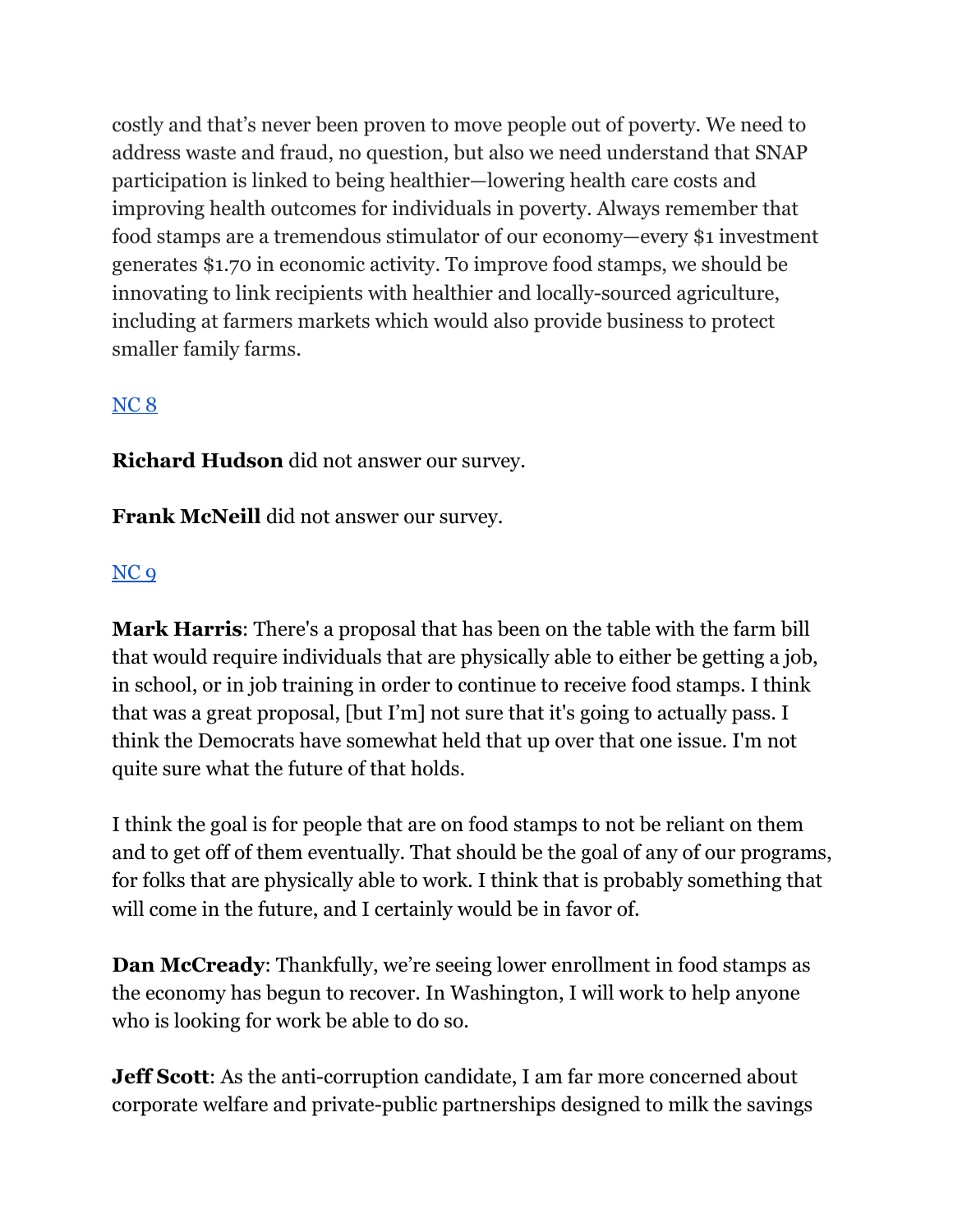costly and that's never been proven to move people out of poverty. We need to address waste and fraud, no question, but also we need understand that SNAP participation is linked to being healthier—lowering health care costs and improving health outcomes for individuals in poverty. Always remember that food stamps are a tremendous stimulator of our economy—every $1 investment generates $1.70 in economic activity. To improve food stamps, we should be innovating to link recipients with healthier and locally-sourced agriculture, including at farmers markets which would also provide business to protect smaller family farms.

NC 8

**Richard Hudson** did not answer our survey.

**Frank McNeill** did not answer our survey.

NC 9

**Mark Harris**: There's a proposal that has been on the table with the farm bill that would require individuals that are physically able to either be getting a job, in school, or in job training in order to continue to receive food stamps. I think that was a great proposal, [but I'm] not sure that it's going to actually pass. I think the Democrats have somewhat held that up over that one issue. I'm not quite sure what the future of that holds.

I think the goal is for people that are on food stamps to not be reliant on them and to get off of them eventually. That should be the goal of any of our programs, for folks that are physically able to work. I think that is probably something that will come in the future, and I certainly would be in favor of.

**Dan McCready**: Thankfully, we're seeing lower enrollment in food stamps as the economy has begun to recover. In Washington, I will work to help anyone who is looking for work be able to do so.

**Jeff Scott**: As the anti-corruption candidate, I am far more concerned about corporate welfare and private-public partnerships designed to milk the savings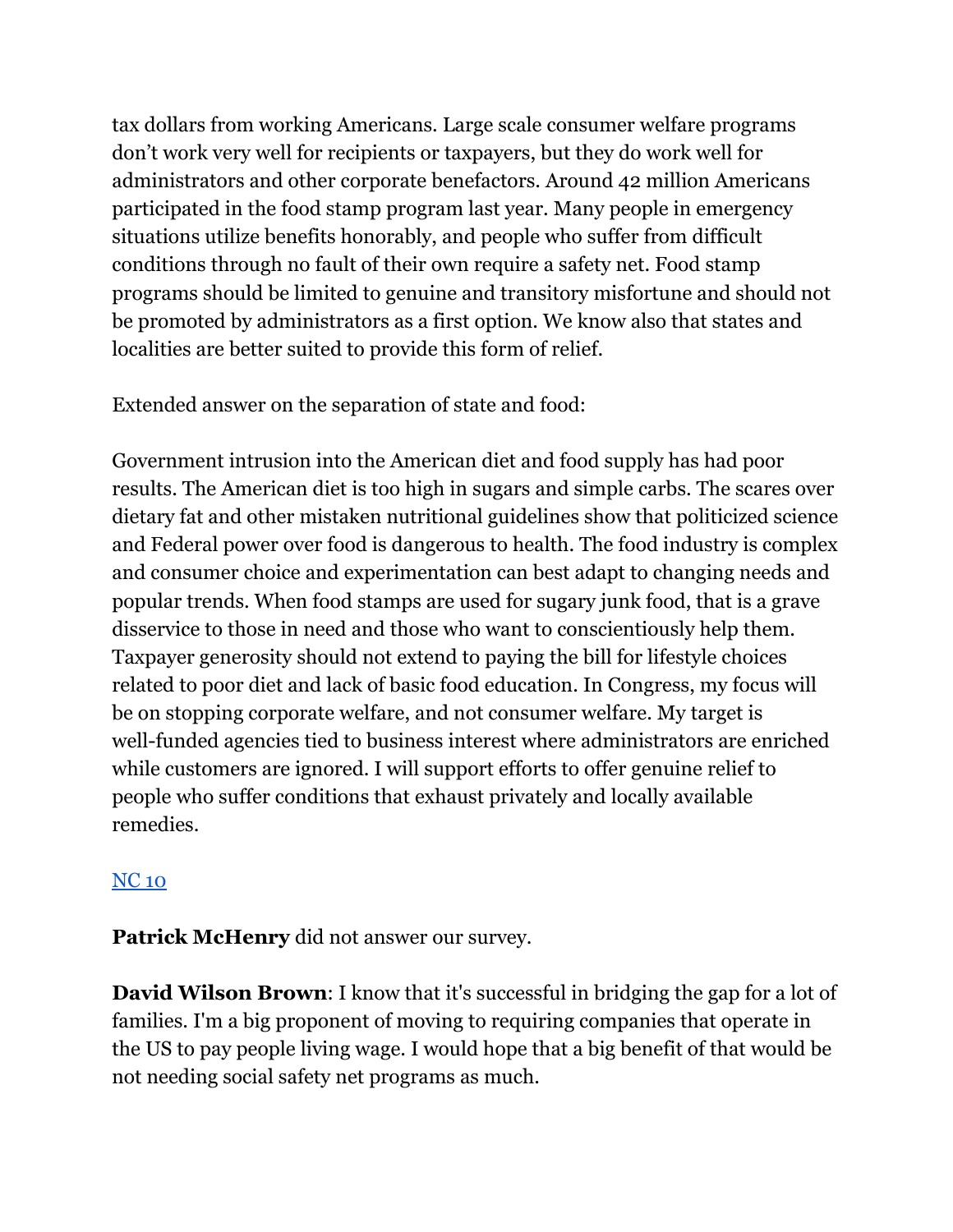tax dollars from working Americans. Large scale consumer welfare programs don't work very well for recipients or taxpayers, but they do work well for administrators and other corporate benefactors. Around 42 million Americans participated in the food stamp program last year. Many people in emergency situations utilize benefits honorably, and people who suffer from difficult conditions through no fault of their own require a safety net. Food stamp programs should be limited to genuine and transitory misfortune and should not be promoted by administrators as a first option. We know also that states and localities are better suited to provide this form of relief.

Extended answer on the separation of state and food:

Government intrusion into the American diet and food supply has had poor results. The American diet is too high in sugars and simple carbs. The scares over dietary fat and other mistaken nutritional guidelines show that politicized science and Federal power over food is dangerous to health. The food industry is complex and consumer choice and experimentation can best adapt to changing needs and popular trends. When food stamps are used for sugary junk food, that is a grave disservice to those in need and those who want to conscientiously help them. Taxpayer generosity should not extend to paying the bill for lifestyle choices related to poor diet and lack of basic food education. In Congress, my focus will be on stopping corporate welfare, and not consumer welfare. My target is well-funded agencies tied to business interest where administrators are enriched while customers are ignored. I will support efforts to offer genuine relief to people who suffer conditions that exhaust privately and locally available remedies.

NC 10

**Patrick McHenry** did not answer our survey.

**David Wilson Brown**: I know that it's successful in bridging the gap for a lot of families. I'm a big proponent of moving to requiring companies that operate in the US to pay people living wage. I would hope that a big benefit of that would be not needing social safety net programs as much.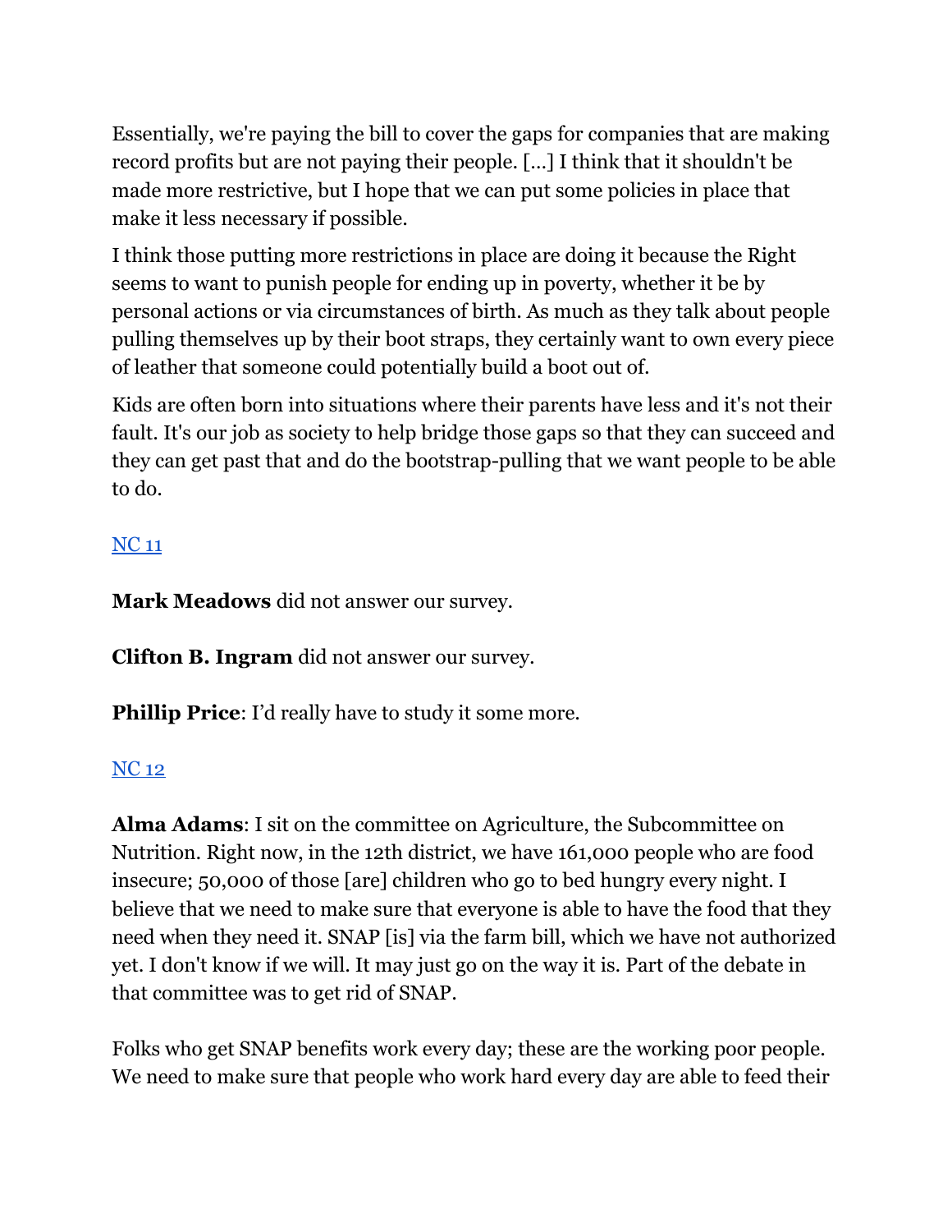Essentially, we're paying the bill to cover the gaps for companies that are making record profits but are not paying their people. [...] I think that it shouldn't be made more restrictive, but I hope that we can put some policies in place that make it less necessary if possible.

I think those putting more restrictions in place are doing it because the Right seems to want to punish people for ending up in poverty, whether it be by personal actions or via circumstances of birth. As much as they talk about people pulling themselves up by their boot straps, they certainly want to own every piece of leather that someone could potentially build a boot out of.

Kids are often born into situations where their parents have less and it's not their fault. It's our job as society to help bridge those gaps so that they can succeed and they can get past that and do the bootstrap-pulling that we want people to be able to do.

[NC 11]

**Mark Meadows** did not answer our survey.

**Clifton B. Ingram** did not answer our survey.

**Phillip Price**: I'd really have to study it some more.

[NC 12]

**Alma Adams**: I sit on the committee on Agriculture, the Subcommittee on Nutrition. Right now, in the 12th district, we have 161,000 people who are food insecure; 50,000 of those [are] children who go to bed hungry every night. I believe that we need to make sure that everyone is able to have the food that they need when they need it. SNAP [is] via the farm bill, which we have not authorized yet. I don't know if we will. It may just go on the way it is. Part of the debate in that committee was to get rid of SNAP.

Folks who get SNAP benefits work every day; these are the working poor people. We need to make sure that people who work hard every day are able to feed their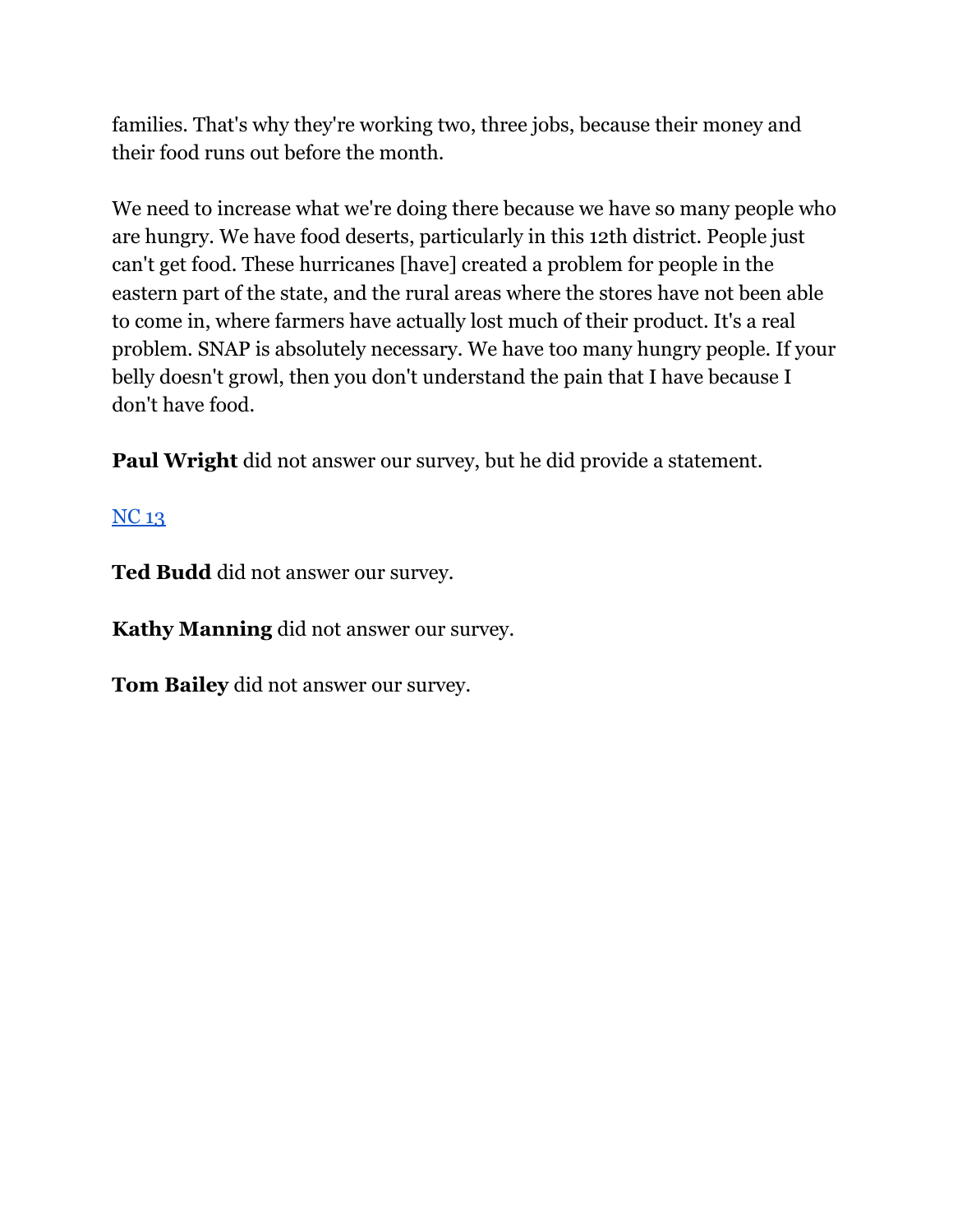families. That's why they're working two, three jobs, because their money and their food runs out before the month.

We need to increase what we're doing there because we have so many people who are hungry. We have food deserts, particularly in this 12th district. People just can't get food. These hurricanes [have] created a problem for people in the eastern part of the state, and the rural areas where the stores have not been able to come in, where farmers have actually lost much of their product. It's a real problem. SNAP is absolutely necessary. We have too many hungry people. If your belly doesn't growl, then you don't understand the pain that I have because I don't have food.

**Paul Wright** did not answer our survey, but he did provide a statement.

NC 13

**Ted Budd** did not answer our survey.

**Kathy Manning** did not answer our survey.

**Tom Bailey** did not answer our survey.